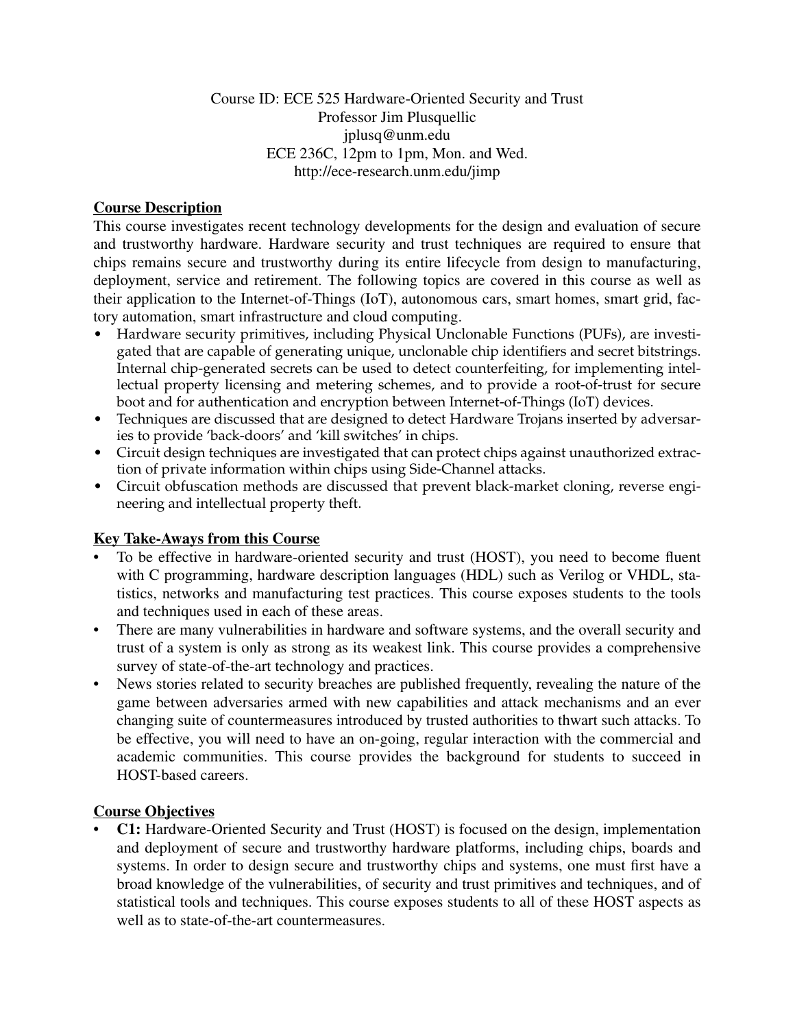Course ID: ECE 525 Hardware-Oriented Security and Trust
Professor Jim Plusquellic
jplusq@unm.edu
ECE 236C, 12pm to 1pm, Mon. and Wed.
http://ece-research.unm.edu/jimp

## Course Description

This course investigates recent technology developments for the design and evaluation of secure and trustworthy hardware. Hardware security and trust techniques are required to ensure that chips remains secure and trustworthy during its entire lifecycle from design to manufacturing, deployment, service and retirement. The following topics are covered in this course as well as their application to the Internet-of-Things (IoT), autonomous cars, smart homes, smart grid, factory automation, smart infrastructure and cloud computing.

- Hardware security primitives, including Physical Unclonable Functions (PUFs), are investigated that are capable of generating unique, unclonable chip identifiers and secret bitstrings. Internal chip-generated secrets can be used to detect counterfeiting, for implementing intellectual property licensing and metering schemes, and to provide a root-of-trust for secure boot and for authentication and encryption between Internet-of-Things (IoT) devices.
- Techniques are discussed that are designed to detect Hardware Trojans inserted by adversaries to provide 'back-doors' and 'kill switches' in chips.
- Circuit design techniques are investigated that can protect chips against unauthorized extraction of private information within chips using Side-Channel attacks.
- Circuit obfuscation methods are discussed that prevent black-market cloning, reverse engineering and intellectual property theft.

## Key Take-Aways from this Course

- To be effective in hardware-oriented security and trust (HOST), you need to become fluent with C programming, hardware description languages (HDL) such as Verilog or VHDL, statistics, networks and manufacturing test practices. This course exposes students to the tools and techniques used in each of these areas.
- There are many vulnerabilities in hardware and software systems, and the overall security and trust of a system is only as strong as its weakest link. This course provides a comprehensive survey of state-of-the-art technology and practices.
- News stories related to security breaches are published frequently, revealing the nature of the game between adversaries armed with new capabilities and attack mechanisms and an ever changing suite of countermeasures introduced by trusted authorities to thwart such attacks. To be effective, you will need to have an on-going, regular interaction with the commercial and academic communities. This course provides the background for students to succeed in HOST-based careers.

## Course Objectives

- **C1:** Hardware-Oriented Security and Trust (HOST) is focused on the design, implementation and deployment of secure and trustworthy hardware platforms, including chips, boards and systems. In order to design secure and trustworthy chips and systems, one must first have a broad knowledge of the vulnerabilities, of security and trust primitives and techniques, and of statistical tools and techniques. This course exposes students to all of these HOST aspects as well as to state-of-the-art countermeasures.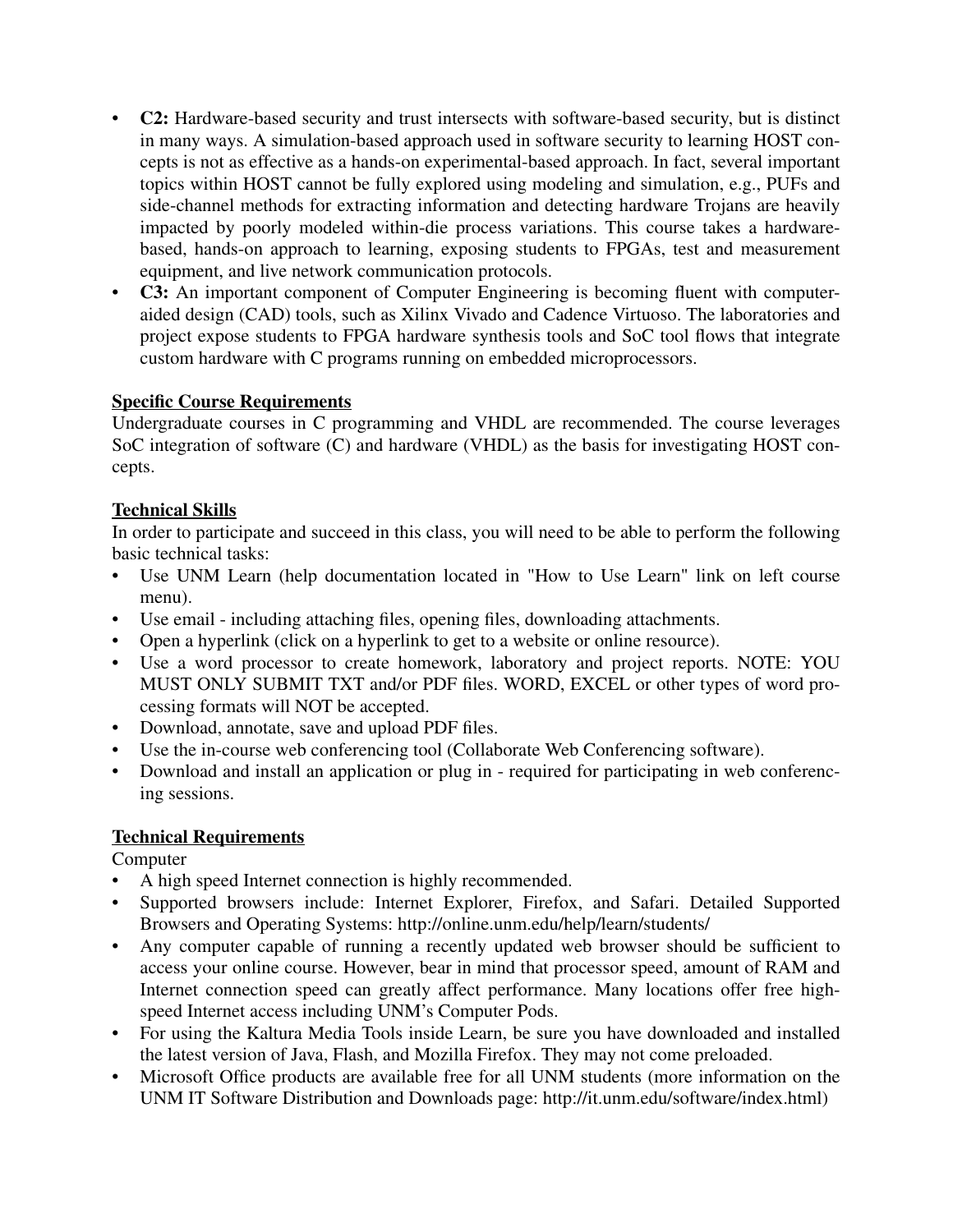- **C2:** Hardware-based security and trust intersects with software-based security, but is distinct in many ways. A simulation-based approach used in software security to learning HOST concepts is not as effective as a hands-on experimental-based approach. In fact, several important topics within HOST cannot be fully explored using modeling and simulation, e.g., PUFs and side-channel methods for extracting information and detecting hardware Trojans are heavily impacted by poorly modeled within-die process variations. This course takes a hardware-based, hands-on approach to learning, exposing students to FPGAs, test and measurement equipment, and live network communication protocols.
- **C3:** An important component of Computer Engineering is becoming fluent with computer-aided design (CAD) tools, such as Xilinx Vivado and Cadence Virtuoso. The laboratories and project expose students to FPGA hardware synthesis tools and SoC tool flows that integrate custom hardware with C programs running on embedded microprocessors.

## Specific Course Requirements

Undergraduate courses in C programming and VHDL are recommended. The course leverages SoC integration of software (C) and hardware (VHDL) as the basis for investigating HOST concepts.

## Technical Skills

In order to participate and succeed in this class, you will need to be able to perform the following basic technical tasks:

- Use UNM Learn (help documentation located in "How to Use Learn" link on left course menu).
- Use email - including attaching files, opening files, downloading attachments.
- Open a hyperlink (click on a hyperlink to get to a website or online resource).
- Use a word processor to create homework, laboratory and project reports. NOTE: YOU MUST ONLY SUBMIT TXT and/or PDF files. WORD, EXCEL or other types of word processing formats will NOT be accepted.
- Download, annotate, save and upload PDF files.
- Use the in-course web conferencing tool (Collaborate Web Conferencing software).
- Download and install an application or plug in - required for participating in web conferencing sessions.

## Technical Requirements

Computer

- A high speed Internet connection is highly recommended.
- Supported browsers include: Internet Explorer, Firefox, and Safari. Detailed Supported Browsers and Operating Systems: http://online.unm.edu/help/learn/students/
- Any computer capable of running a recently updated web browser should be sufficient to access your online course. However, bear in mind that processor speed, amount of RAM and Internet connection speed can greatly affect performance. Many locations offer free high-speed Internet access including UNM's Computer Pods.
- For using the Kaltura Media Tools inside Learn, be sure you have downloaded and installed the latest version of Java, Flash, and Mozilla Firefox. They may not come preloaded.
- Microsoft Office products are available free for all UNM students (more information on the UNM IT Software Distribution and Downloads page: http://it.unm.edu/software/index.html)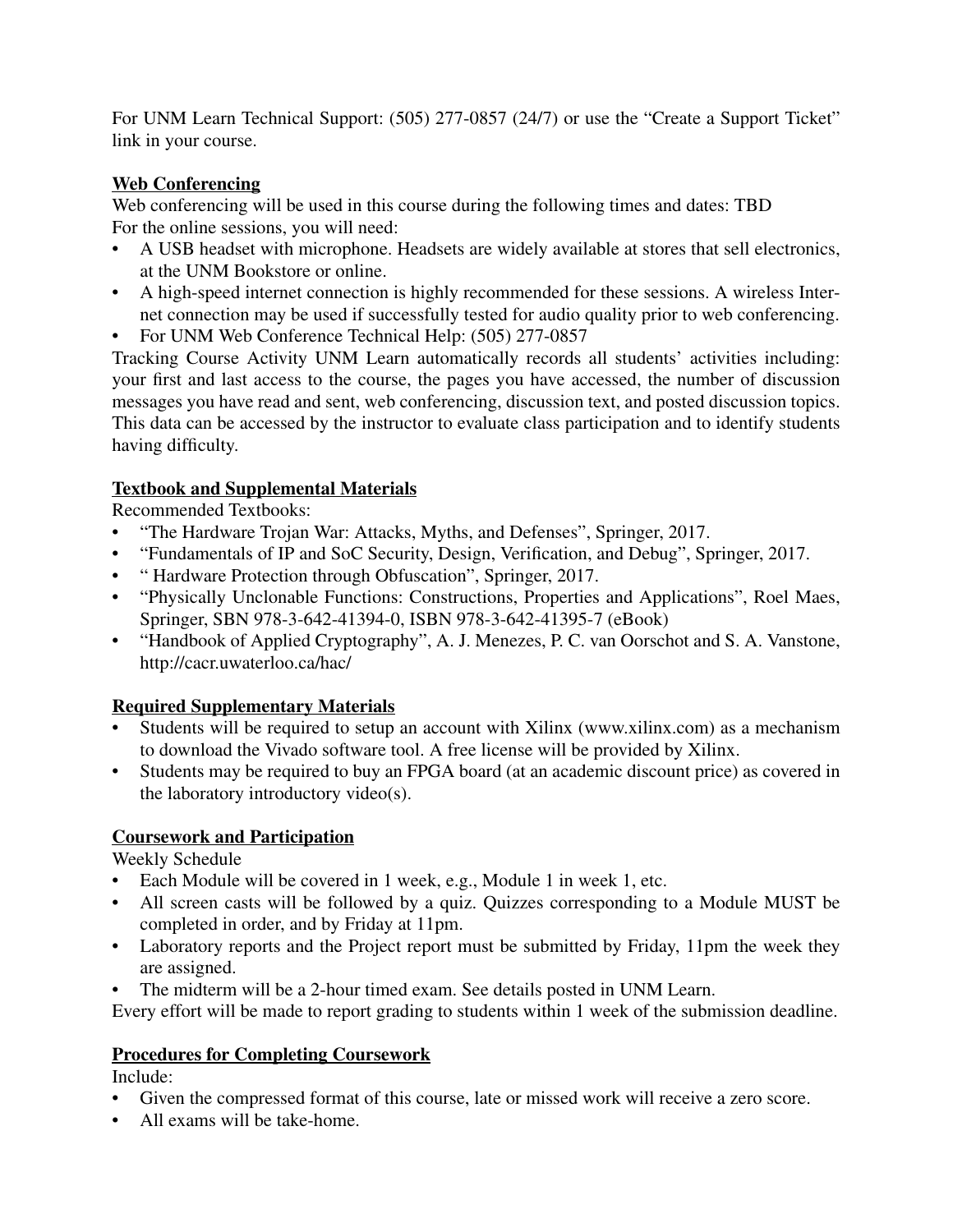For UNM Learn Technical Support: (505) 277-0857 (24/7) or use the "Create a Support Ticket" link in your course.

**Web Conferencing**

Web conferencing will be used in this course during the following times and dates: TBD
For the online sessions, you will need:

- A USB headset with microphone. Headsets are widely available at stores that sell electronics, at the UNM Bookstore or online.
- A high-speed internet connection is highly recommended for these sessions. A wireless Internet connection may be used if successfully tested for audio quality prior to web conferencing.
- For UNM Web Conference Technical Help: (505) 277-0857

Tracking Course Activity UNM Learn automatically records all students' activities including: your first and last access to the course, the pages you have accessed, the number of discussion messages you have read and sent, web conferencing, discussion text, and posted discussion topics. This data can be accessed by the instructor to evaluate class participation and to identify students having difficulty.

**Textbook and Supplemental Materials**

Recommended Textbooks:

- "The Hardware Trojan War: Attacks, Myths, and Defenses", Springer, 2017.
- "Fundamentals of IP and SoC Security, Design, Verification, and Debug", Springer, 2017.
- " Hardware Protection through Obfuscation", Springer, 2017.
- "Physically Unclonable Functions: Constructions, Properties and Applications", Roel Maes, Springer, SBN 978-3-642-41394-0, ISBN 978-3-642-41395-7 (eBook)
- "Handbook of Applied Cryptography", A. J. Menezes, P. C. van Oorschot and S. A. Vanstone, http://cacr.uwaterloo.ca/hac/

**Required Supplementary Materials**

- Students will be required to setup an account with Xilinx (www.xilinx.com) as a mechanism to download the Vivado software tool. A free license will be provided by Xilinx.
- Students may be required to buy an FPGA board (at an academic discount price) as covered in the laboratory introductory video(s).

**Coursework and Participation**

Weekly Schedule

- Each Module will be covered in 1 week, e.g., Module 1 in week 1, etc.
- All screen casts will be followed by a quiz. Quizzes corresponding to a Module MUST be completed in order, and by Friday at 11pm.
- Laboratory reports and the Project report must be submitted by Friday, 11pm the week they are assigned.
- The midterm will be a 2-hour timed exam. See details posted in UNM Learn.

Every effort will be made to report grading to students within 1 week of the submission deadline.

**Procedures for Completing Coursework**

Include:

- Given the compressed format of this course, late or missed work will receive a zero score.
- All exams will be take-home.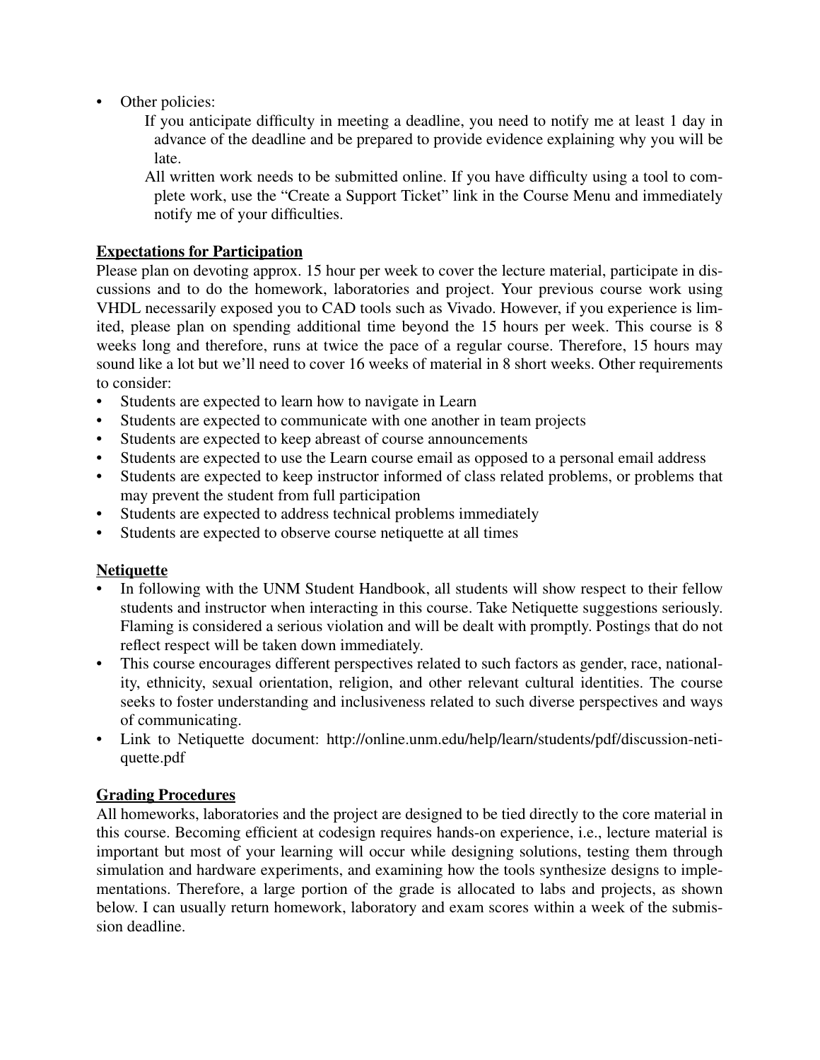- Other policies:
  - If you anticipate difficulty in meeting a deadline, you need to notify me at least 1 day in advance of the deadline and be prepared to provide evidence explaining why you will be late.
  - All written work needs to be submitted online. If you have difficulty using a tool to complete work, use the "Create a Support Ticket" link in the Course Menu and immediately notify me of your difficulties.

**<u>Expectations for Participation</u>**

Please plan on devoting approx. 15 hour per week to cover the lecture material, participate in discussions and to do the homework, laboratories and project. Your previous course work using VHDL necessarily exposed you to CAD tools such as Vivado. However, if you experience is limited, please plan on spending additional time beyond the 15 hours per week. This course is 8 weeks long and therefore, runs at twice the pace of a regular course. Therefore, 15 hours may sound like a lot but we'll need to cover 16 weeks of material in 8 short weeks. Other requirements to consider:

- Students are expected to learn how to navigate in Learn
- Students are expected to communicate with one another in team projects
- Students are expected to keep abreast of course announcements
- Students are expected to use the Learn course email as opposed to a personal email address
- Students are expected to keep instructor informed of class related problems, or problems that may prevent the student from full participation
- Students are expected to address technical problems immediately
- Students are expected to observe course netiquette at all times

**<u>Netiquette</u>**

- In following with the UNM Student Handbook, all students will show respect to their fellow students and instructor when interacting in this course. Take Netiquette suggestions seriously. Flaming is considered a serious violation and will be dealt with promptly. Postings that do not reflect respect will be taken down immediately.
- This course encourages different perspectives related to such factors as gender, race, nationality, ethnicity, sexual orientation, religion, and other relevant cultural identities. The course seeks to foster understanding and inclusiveness related to such diverse perspectives and ways of communicating.
- Link to Netiquette document: http://online.unm.edu/help/learn/students/pdf/discussion-netiquette.pdf

**<u>Grading Procedures</u>**

All homeworks, laboratories and the project are designed to be tied directly to the core material in this course. Becoming efficient at codesign requires hands-on experience, i.e., lecture material is important but most of your learning will occur while designing solutions, testing them through simulation and hardware experiments, and examining how the tools synthesize designs to implementations. Therefore, a large portion of the grade is allocated to labs and projects, as shown below. I can usually return homework, laboratory and exam scores within a week of the submission deadline.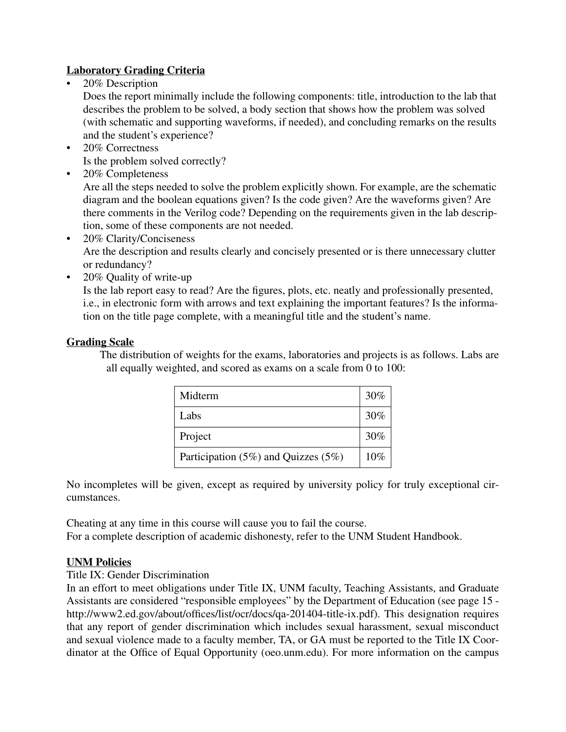**Laboratory Grading Criteria**

- 20% Description
  Does the report minimally include the following components: title, introduction to the lab that describes the problem to be solved, a body section that shows how the problem was solved (with schematic and supporting waveforms, if needed), and concluding remarks on the results and the student's experience?
- 20% Correctness
  Is the problem solved correctly?
- 20% Completeness
  Are all the steps needed to solve the problem explicitly shown. For example, are the schematic diagram and the boolean equations given? Is the code given? Are the waveforms given? Are there comments in the Verilog code? Depending on the requirements given in the lab description, some of these components are not needed.
- 20% Clarity/Conciseness
  Are the description and results clearly and concisely presented or is there unnecessary clutter or redundancy?
- 20% Quality of write-up
  Is the lab report easy to read? Are the figures, plots, etc. neatly and professionally presented, i.e., in electronic form with arrows and text explaining the important features? Is the information on the title page complete, with a meaningful title and the student's name.

**Grading Scale**

The distribution of weights for the exams, laboratories and projects is as follows. Labs are all equally weighted, and scored as exams on a scale from 0 to 100:

| Component | Weight |
|---|---|
| Midterm | 30% |
| Labs | 30% |
| Project | 30% |
| Participation (5%) and Quizzes (5%) | 10% |

No incompletes will be given, except as required by university policy for truly exceptional circumstances.

Cheating at any time in this course will cause you to fail the course.
For a complete description of academic dishonesty, refer to the UNM Student Handbook.

**UNM Policies**

Title IX: Gender Discrimination
In an effort to meet obligations under Title IX, UNM faculty, Teaching Assistants, and Graduate Assistants are considered "responsible employees" by the Department of Education (see page 15 - http://www2.ed.gov/about/offices/list/ocr/docs/qa-201404-title-ix.pdf). This designation requires that any report of gender discrimination which includes sexual harassment, sexual misconduct and sexual violence made to a faculty member, TA, or GA must be reported to the Title IX Coordinator at the Office of Equal Opportunity (oeo.unm.edu). For more information on the campus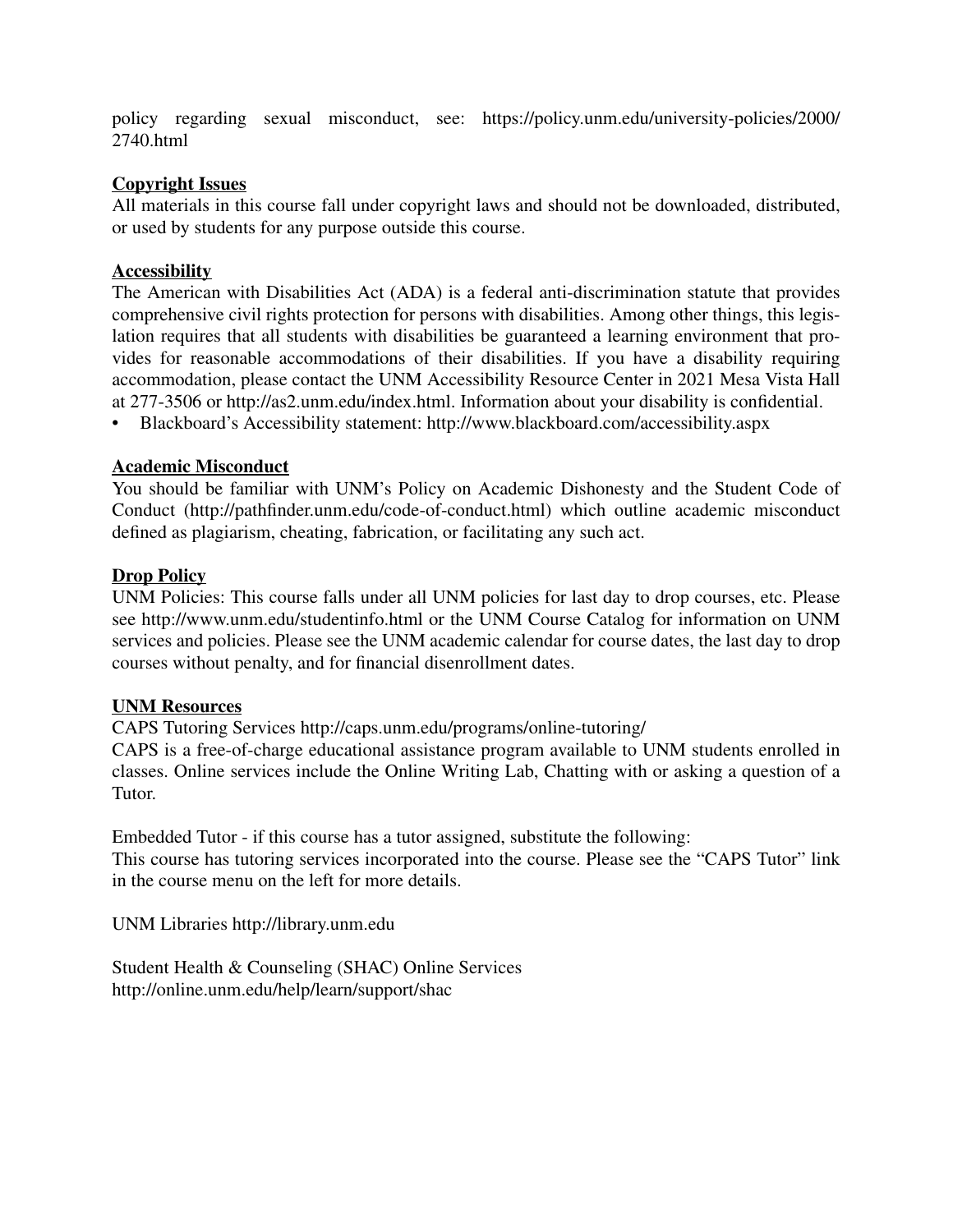policy regarding sexual misconduct, see: https://policy.unm.edu/university-policies/2000/2740.html

## Copyright Issues

All materials in this course fall under copyright laws and should not be downloaded, distributed, or used by students for any purpose outside this course.

## Accessibility

The American with Disabilities Act (ADA) is a federal anti-discrimination statute that provides comprehensive civil rights protection for persons with disabilities. Among other things, this legislation requires that all students with disabilities be guaranteed a learning environment that provides for reasonable accommodations of their disabilities. If you have a disability requiring accommodation, please contact the UNM Accessibility Resource Center in 2021 Mesa Vista Hall at 277-3506 or http://as2.unm.edu/index.html. Information about your disability is confidential.

- Blackboard's Accessibility statement: http://www.blackboard.com/accessibility.aspx

## Academic Misconduct

You should be familiar with UNM's Policy on Academic Dishonesty and the Student Code of Conduct (http://pathfinder.unm.edu/code-of-conduct.html) which outline academic misconduct defined as plagiarism, cheating, fabrication, or facilitating any such act.

## Drop Policy

UNM Policies: This course falls under all UNM policies for last day to drop courses, etc. Please see http://www.unm.edu/studentinfo.html or the UNM Course Catalog for information on UNM services and policies. Please see the UNM academic calendar for course dates, the last day to drop courses without penalty, and for financial disenrollment dates.

## UNM Resources

CAPS Tutoring Services http://caps.unm.edu/programs/online-tutoring/
CAPS is a free-of-charge educational assistance program available to UNM students enrolled in classes. Online services include the Online Writing Lab, Chatting with or asking a question of a Tutor.

Embedded Tutor - if this course has a tutor assigned, substitute the following:
This course has tutoring services incorporated into the course. Please see the "CAPS Tutor" link in the course menu on the left for more details.

UNM Libraries http://library.unm.edu

Student Health & Counseling (SHAC) Online Services
http://online.unm.edu/help/learn/support/shac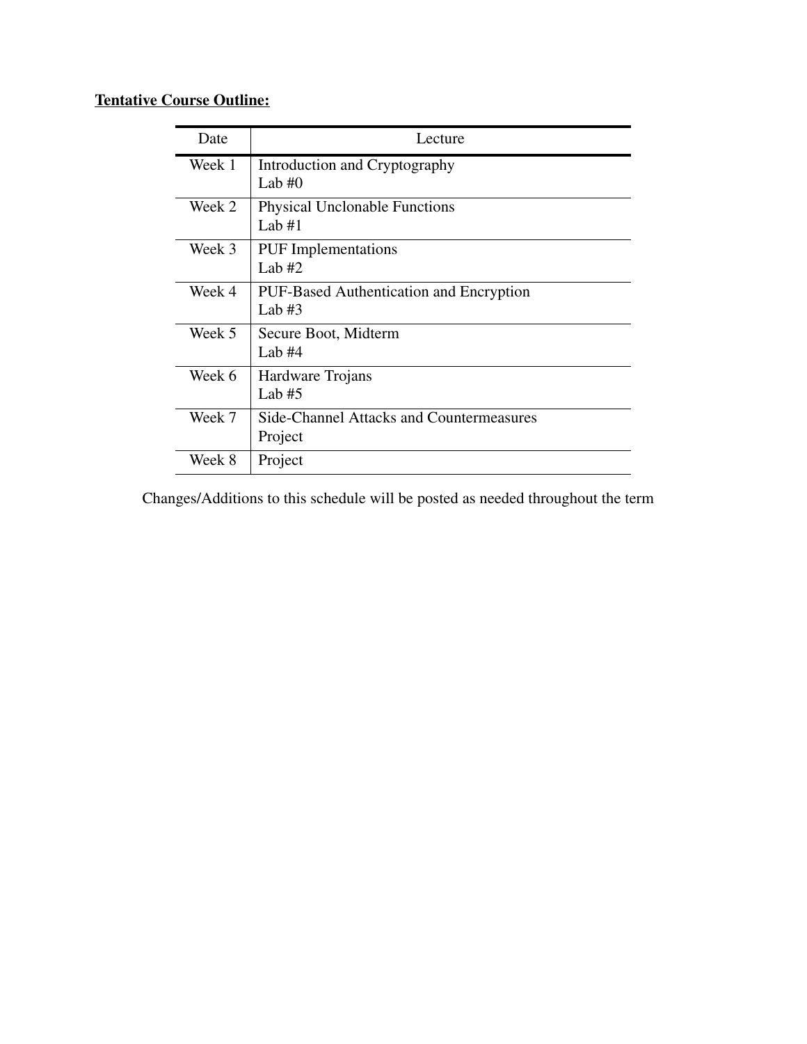**<u>Tentative Course Outline:</u>**

| Date | Lecture |
| --- | --- |
| Week 1 | Introduction and Cryptography<br>Lab #0 |
| Week 2 | Physical Unclonable Functions<br>Lab #1 |
| Week 3 | PUF Implementations<br>Lab #2 |
| Week 4 | PUF-Based Authentication and Encryption<br>Lab #3 |
| Week 5 | Secure Boot, Midterm<br>Lab #4 |
| Week 6 | Hardware Trojans<br>Lab #5 |
| Week 7 | Side-Channel Attacks and Countermeasures<br>Project |
| Week 8 | Project |

Changes/Additions to this schedule will be posted as needed throughout the term